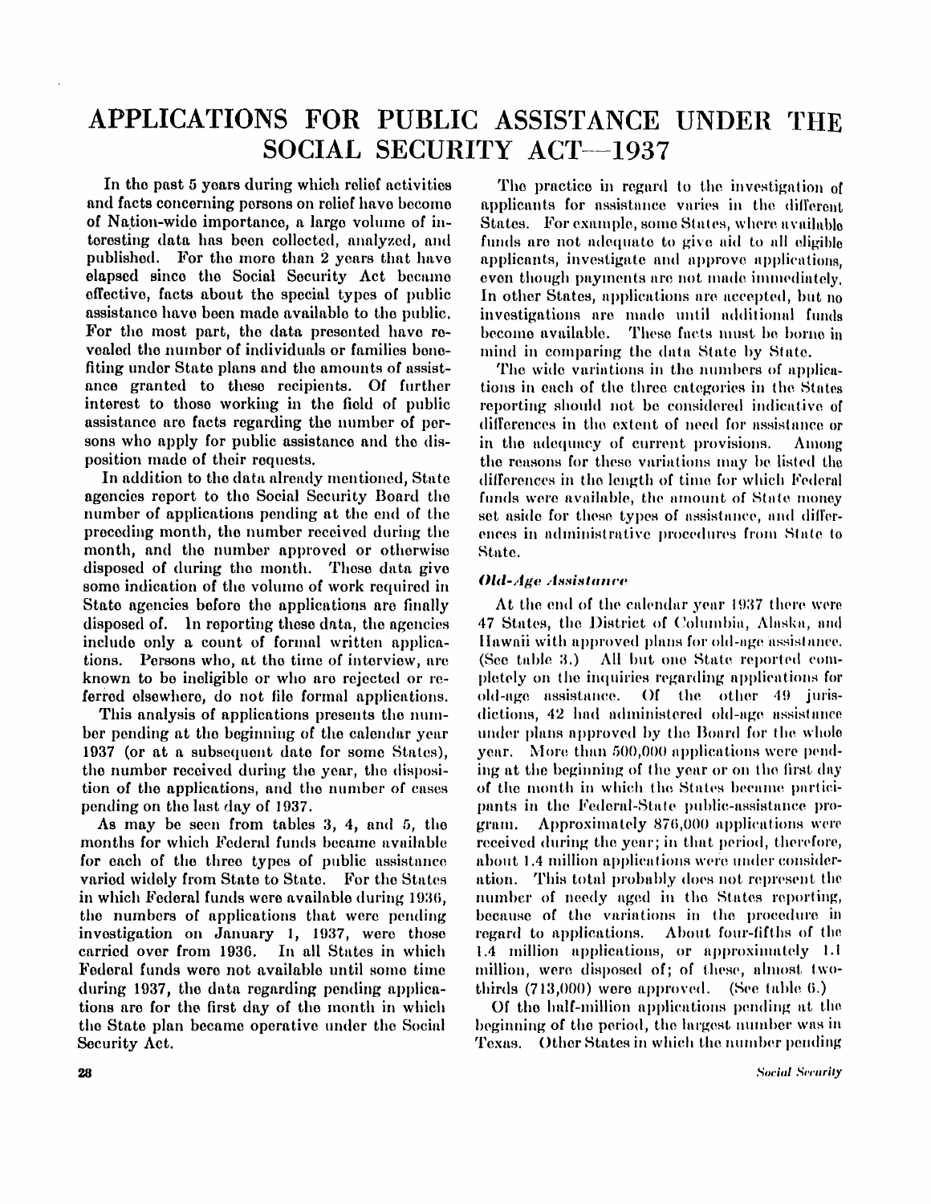# APPLICATIONS FOR PUBLIC ASSISTANCE UNDER THE SOCIAL SECURITY ACT—1937

In the past 5 years during which relief activities and facts concerning persons on relief have become of Nation-wide importance, a large volume of interesting data has been collected, analyzed, and published. For the more than 2 years that have elapsed since the Social Security Act became effective, facts about the special types of public assistance have been made available to the public. For the most part, the data presented have revealed the number of individuals or families benefiting under State plans and the amounts of assistance granted to these recipients. Of further interest to those working in the field of public assistance are facts regarding the number of persons who apply for public assistance and the disposition made of their requests.

In addition to the data already mentioned, State agencies report to the Social Security Board the number of applications pending at the end of the preceding month, the number received during the month, and the number approved or otherwise disposed of during the month. These data give some indication of the volume of work required in State agencies before the applications are finally disposed of. In reporting these data, the agencies include only a count of formal written applications. Persons who, at the time of interview, are known to be ineligible or who are rejected or referred elsewhere, do not file formal applications.

This analysis of applications presents the number pending at the beginning of the calendar year 1937 (or at a subsequent date for some States), the number received during the year, the disposition of the applications, and the number of cases pending on the last day of 1937.

As may be seen from tables 3, 4, and 5, the months for which Federal funds became available for each of the three types of public assistance varied widely from State to State. For the States in which Federal funds were available during 1936, the numbers of applications that were pending investigation on January 1, 1937, were those carried over from 1936. In all States in which Federal funds were not available until some time during 1937, the data regarding pending applications are for the first day of the month in which the State plan became operative under the Social Security Act.

The practice in regard to the investigation of applicants for assistance varies in the different States. For example, some States, where available funds are not adequate to give aid to all eligible applicants, investigate and approve applications, even though payments are not made immediately. In other States, applications are accepted, but no investigations are made until additional funds become available. These facts must be borne in mind in comparing the data State by State.

The wide variations in the numbers of applications in each of the three categories in the States reporting should not be considered indicative of differences in the extent of need for assistance or in the adequacy of current provisions. Among the reasons for these variations may be listed the differences in the length of time for which Federal funds were available, the amount of State money set aside for these types of assistance, and differences in administrative procedures from State to State.

### *Old-Age Assistance*

At the end of the calendar year 1937 there were 47 States, the District of Columbia, Alaska, and Hawaii with approved plans for old-age assistance. (See table 3.) All but one State reported completely on the inquiries regarding applications for old-age assistance. Of the other 49 jurisdictions, 42 had administered old-age assistance under plans approved by the Board for the whole year. More than 500,000 applications were pending at the beginning of the year or on the first day of the month in which the States became participants in the Federal-State public-assistance program. Approximately 876,000 applications were received during the year; in that period, therefore, about 1.4 million applications were under consideration. This total probably does not represent the number of needy aged in the States reporting, because of the variations in the procedure in regard to applications. About four-fifths of the 1.4 million applications, or approximately 1.1 million, were disposed of; of these, almost two-thirds (713,000) were approved. (See table 6.)

Of the half-million applications pending at the beginning of the period, the largest number was in Texas. Other States in which the number pending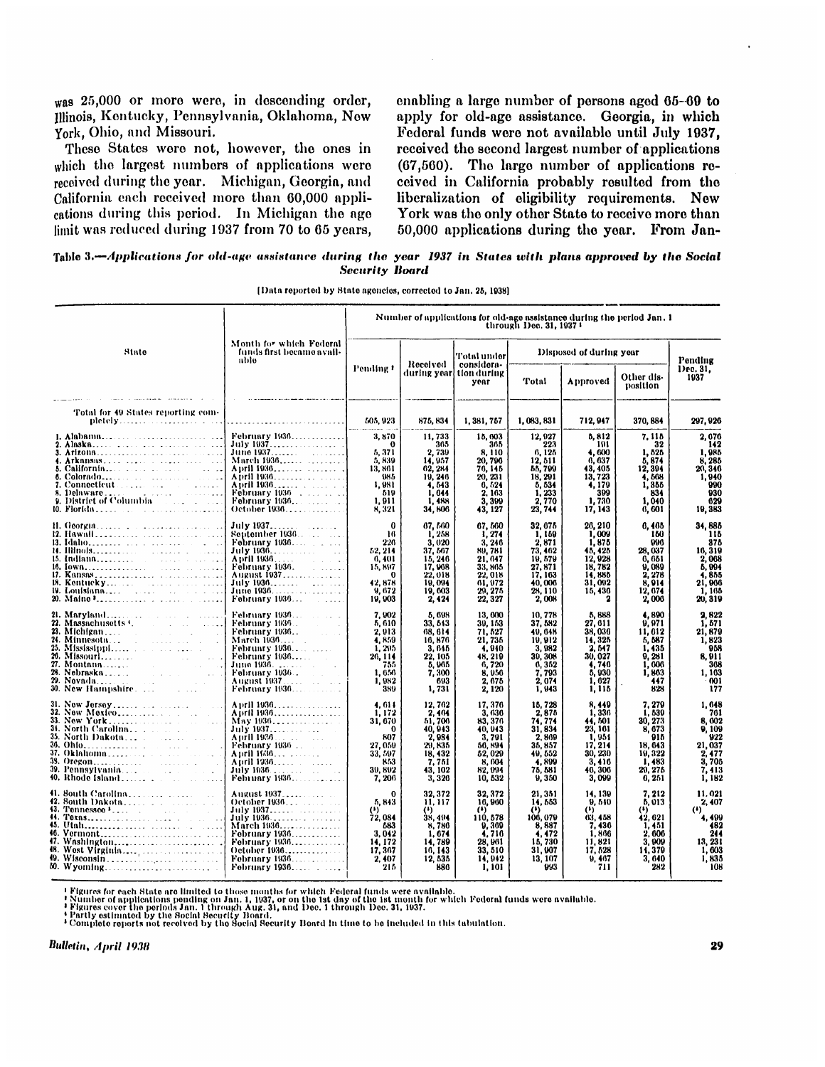was 25,000 or more were, in descending order, Illinois, Kentucky, Pennsylvania, Oklahoma, New York, Ohio, and Missouri.

These States were not, however, the ones in which the largest numbers of applications were received during the year. Michigan, Georgia, and California each received more than 60,000 applications during this period. In Michigan the age limit was reduced during 1937 from 70 to 65 years, enabling a large number of persons aged 65–69 to apply for old-age assistance. Georgia, in which Federal funds were not available until July 1937, received the second largest number of applications (67,560). The large number of applications received in California probably resulted from the liberalization of eligibility requirements. New York was the only other State to receive more than 50,000 applications during the year. From Jan-

**Table 3.—*Applications for old-age assistance during the year 1937 in States with plans approved by the Social Security Board***

[Data reported by State agencies, corrected to Jan. 25, 1938]

| State | Month for which Federal funds first became available | Number of applications for old-age assistance during the period Jan. 1 through Dec. 31, 1937 [1] | | | | | | |
|---|---|---|---|---|---|---|---|---|
| | | Pending [2] | Received during year | Total under consideration during year | Disposed of during year | | | Pending Dec. 31, 1937 |
| | | | | | Total | Approved | Other disposition | |
| Total for 49 States reporting completely | | 505,923 | 875,834 | 1,381,757 | 1,083,831 | 712,947 | 370,884 | 297,926 |
| 1. Alabama | February 1936 | 3,870 | 11,733 | 15,603 | 12,927 | 5,812 | 7,115 | 2,676 |
| 2. Alaska | July 1937 | 0 | 365 | 365 | 223 | 191 | 32 | 142 |
| 3. Arizona | June 1937 | 5,371 | 2,739 | 8,110 | 6,125 | 4,600 | 1,525 | 1,985 |
| 4. Arkansas | March 1936 | 5,839 | 14,957 | 20,796 | 12,511 | 6,637 | 5,874 | 8,285 |
| 5. California | April 1936 | 13,861 | 62,284 | 76,145 | 55,799 | 43,405 | 12,394 | 20,346 |
| 6. Colorado | April 1936 | 985 | 19,246 | 20,231 | 18,291 | 13,723 | 4,568 | 1,940 |
| 7. Connecticut | April 1936 | 1,981 | 4,543 | 6,524 | 5,534 | 4,179 | 1,355 | 990 |
| 8. Delaware | February 1936 | 519 | 1,644 | 2,163 | 1,233 | 399 | 834 | 930 |
| 9. District of Columbia | February 1936 | 1,911 | 1,488 | 3,399 | 2,770 | 1,730 | 1,040 | 629 |
| 10. Florida | October 1936 | 8,321 | 34,806 | 43,127 | 23,744 | 17,143 | 6,601 | 19,383 |
| 11. Georgia | July 1937 | 0 | 67,560 | 67,560 | 32,675 | 26,210 | 6,465 | 34,885 |
| 12. Hawaii | September 1936 | 16 | 1,258 | 1,274 | 1,159 | 1,009 | 150 | 115 |
| 13. Idaho | February 1936 | 226 | 3,020 | 3,246 | 2,871 | 1,875 | 996 | 375 |
| 14. Illinois | July 1936 | 52,214 | 37,567 | 89,781 | 73,462 | 45,425 | 28,037 | 16,319 |
| 15. Indiana | April 1936 | 6,401 | 15,246 | 21,647 | 19,579 | 12,928 | 6,651 | 2,068 |
| 16. Iowa | February 1936 | 15,897 | 17,968 | 33,865 | 27,871 | 18,782 | 9,089 | 5,994 |
| 17. Kansas | August 1937 | 0 | 22,018 | 22,018 | 17,163 | 14,885 | 2,278 | 4,855 |
| 18. Kentucky | July 1936 | 42,878 | 19,094 | 61,972 | 40,006 | 31,092 | 8,914 | 21,966 |
| 19. Louisiana | June 1936 | 9,672 | 19,603 | 29,275 | 28,110 | 15,436 | 12,674 | 1,165 |
| 20. Maine [3] | February 1936 | 19,903 | 2,424 | 22,327 | 2,008 | 2 | 2,006 | 20,319 |
| 21. Maryland | February 1936 | 7,902 | 5,698 | 13,600 | 10,778 | 5,888 | 4,890 | 2,822 |
| 22. Massachusetts [4] | February 1936 | 5,610 | 33,543 | 39,153 | 37,582 | 27,611 | 9,971 | 1,571 |
| 23. Michigan | February 1936 | 2,913 | 68,614 | 71,527 | 49,648 | 38,036 | 11,612 | 21,879 |
| 24. Minnesota | March 1936 | 4,859 | 16,876 | 21,735 | 19,912 | 14,325 | 5,587 | 1,823 |
| 25. Mississippi | February 1936 | 1,295 | 3,645 | 4,940 | 3,982 | 2,547 | 1,435 | 958 |
| 26. Missouri | February 1936 | 26,114 | 22,105 | 48,219 | 39,308 | 30,027 | 9,281 | 8,911 |
| 27. Montana | June 1936 | 755 | 5,965 | 6,720 | 6,352 | 4,746 | 1,606 | 368 |
| 28. Nebraska | February 1936 | 1,656 | 7,300 | 8,956 | 7,793 | 5,930 | 1,863 | 1,163 |
| 29. Nevada | August 1937 | 1,982 | 693 | 2,675 | 2,074 | 1,627 | 447 | 601 |
| 30. New Hampshire | February 1936 | 389 | 1,731 | 2,120 | 1,943 | 1,115 | 828 | 177 |
| 31. New Jersey | April 1936 | 4,614 | 12,762 | 17,376 | 15,728 | 8,449 | 7,279 | 1,648 |
| 32. New Mexico | April 1936 | 1,172 | 2,464 | 3,636 | 2,875 | 1,336 | 1,539 | 761 |
| 33. New York | May 1936 | 31,670 | 51,706 | 83,376 | 74,774 | 44,501 | 30,273 | 8,602 |
| 34. North Carolina | July 1937 | 0 | 40,943 | 40,943 | 31,834 | 23,161 | 8,673 | 9,109 |
| 35. North Dakota | April 1936 | 807 | 2,984 | 3,791 | 2,869 | 1,951 | 918 | 922 |
| 36. Ohio | February 1936 | 27,059 | 29,835 | 56,894 | 35,857 | 17,214 | 18,643 | 21,037 |
| 37. Oklahoma | April 1936 | 33,597 | 18,432 | 52,029 | 49,552 | 30,230 | 19,322 | 2,477 |
| 38. Oregon | April 1936 | 853 | 7,751 | 8,604 | 4,899 | 3,416 | 1,483 | 3,705 |
| 39. Pennsylvania | July 1936 | 39,892 | 43,102 | 82,994 | 75,581 | 40,306 | 20,275 | 7,413 |
| 40. Rhode Island | February 1936 | 7,206 | 3,326 | 10,532 | 9,350 | 3,099 | 6,251 | 1,182 |
| 41. South Carolina | August 1937 | 0 | 32,372 | 32,372 | 21,351 | 14,139 | 7,212 | 11,021 |
| 42. South Dakota | October 1936 | 5,843 | 11,117 | 16,960 | 14,553 | 9,540 | 5,013 | 2,407 |
| 43. Tennessee [5] | July 1937 | (5) | (5) | (5) | (5) | (5) | (5) | (5) |
| 44. Texas | July 1936 | 72,084 | 38,494 | 110,578 | 106,079 | 63,458 | 42,621 | 4,499 |
| 45. Utah | March 1936 | 583 | 8,786 | 9,369 | 8,887 | 7,436 | 1,451 | 482 |
| 46. Vermont | February 1936 | 3,042 | 1,674 | 4,716 | 4,472 | 1,866 | 2,606 | 244 |
| 47. Washington | February 1936 | 14,172 | 14,789 | 28,961 | 15,730 | 11,821 | 3,909 | 13,231 |
| 48. West Virginia | October 1936 | 17,367 | 16,143 | 33,510 | 31,907 | 17,528 | 14,379 | 1,603 |
| 49. Wisconsin | February 1936 | 2,407 | 12,535 | 14,942 | 13,107 | 9,467 | 3,640 | 1,835 |
| 50. Wyoming | February 1936 | 215 | 886 | 1,101 | 993 | 711 | 282 | 108 |

[1] Figures for each State are limited to those months for which Federal funds were available.
[2] Number of applications pending on Jan. 1, 1937, or on the 1st day of the 1st month for which Federal funds were available.
[3] Figures cover the periods Jan. 1 through Aug. 31, and Dec. 1 through Dec. 31, 1937.
[4] Partly estimated by the Social Security Board.
[5] Complete reports not received by the Social Security Board in time to be included in this tabulation.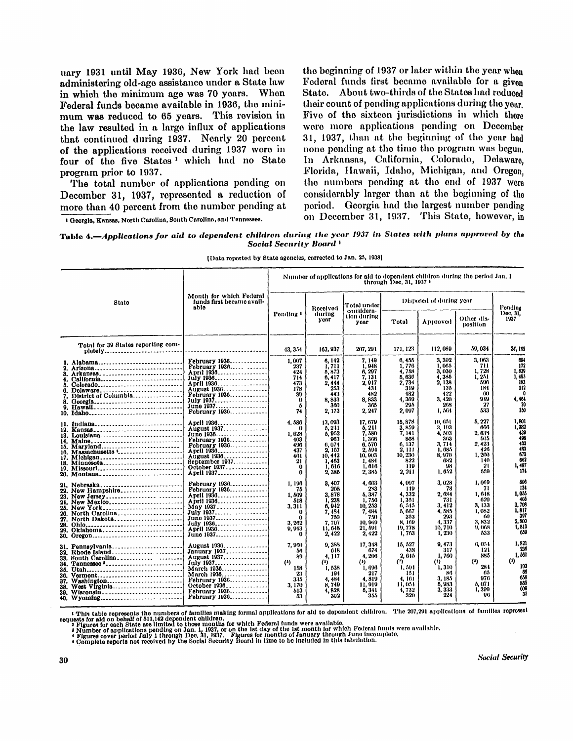uary 1931 until May 1936, New York had been administering old-age assistance under a State law in which the minimum age was 70 years. When Federal funds became available in 1936, the minimum was reduced to 65 years. This revision in the law resulted in a large influx of applications that continued during 1937. Nearly 20 percent of the applications received during 1937 were in four of the five States [1] which had no State program prior to 1937.

The total number of applications pending on December 31, 1937, represented a reduction of more than 40 percent from the number pending at the beginning of 1937 or later within the year when Federal funds first became available for a given State. About two-thirds of the States had reduced their count of pending applications during the year. Five of the sixteen jurisdictions in which there were more applications pending on December 31, 1937, than at the beginning of the year had none pending at the time the program was begun. In Arkansas, California, Colorado, Delaware, Florida, Hawaii, Idaho, Michigan, and Oregon, the numbers pending at the end of 1937 were considerably larger than at the beginning of the period. Georgia had the largest number pending on December 31, 1937. This State, however, in

[1] Georgia, Kansas, North Carolina, South Carolina, and Tennessee.

**Table 4.—*Applications for aid to dependent children during the year 1937 in States with plans approved by the Social Security Board*** [1]

[Data reported by State agencies, corrected to Jan. 25, 1938]

| State | Month for which Federal funds first became available | Number of applications for aid to dependent children during the period Jan. 1 through Dec. 31, 1937 [2] | | | | | | |
|---|---|---|---|---|---|---|---|---|
| | | Pending [3] | Received during year | Total under consideration during year | Disposed of during year | | | Pending Dec. 31, 1937 |
| | | | | | Total | Approved | Other disposition | |
| Total for 39 States reporting completely | | 43,354 | 163,937 | 207,291 | 171,123 | 112,089 | 59,034 | 36,168 |
| 1. Alabama | February 1936 | 1,007 | 6,142 | 7,149 | 6,455 | 3,392 | 3,063 | 694 |
| 2. Arizona | February 1936 | 237 | 1,711 | 1,948 | 1,776 | 1,065 | 711 | 172 |
| 3. Arkansas | April 1936 | 424 | 5,873 | 6,297 | 4,758 | 3,030 | 1,728 | 1,539 |
| 4. California | July 1936 | 714 | 6,417 | 7,131 | 5,636 | 4,385 | 1,251 | 1,495 |
| 5. Colorado | April 1936 | 473 | 2,444 | 2,917 | 2,734 | 2,138 | 596 | 183 |
| 6. Delaware | August 1936 | 178 | 253 | 431 | 319 | 135 | 184 | 112 |
| 7. District of Columbia | February 1936 | 39 | 443 | 482 | 482 | 422 | 60 | 0 |
| 8. Georgia | July 1937 | 0 | 8,833 | 8,833 | 4,369 | 3,420 | 949 | 4,464 |
| 9. Hawaii | June 1937 | 5 | 360 | 365 | 295 | 268 | 27 | 70 |
| 10. Idaho | February 1936 | 74 | 2,173 | 2,247 | 2,097 | 1,564 | 533 | 150 |
| 11. Indiana | April 1936 | 4,586 | 13,093 | 17,679 | 15,878 | 10,651 | 5,227 | 1,801 |
| 12. Kansas | August 1937 | 0 | 5,241 | 5,241 | 3,859 | 3,193 | 666 | 1,382 |
| 13. Louisiana | June 1936 | 1,628 | 5,952 | 7,580 | 7,141 | 4,503 | 2,638 | 439 |
| 14. Maine | February 1936 | 403 | 963 | 1,366 | 868 | 363 | 505 | 498 |
| 15. Maryland | February 1936 | 496 | 6,074 | 6,570 | 6,137 | 3,714 | 2,423 | 433 |
| 16. Massachusetts [4] | April 1936 | 437 | 2,157 | 2,594 | 2,111 | 1,685 | 426 | 483 |
| 17. Michigan | August 1936 | 461 | 10,442 | 10,903 | 10,230 | 8,970 | 1,260 | 673 |
| 18. Minnesota | September 1937 | 21 | 1,463 | 1,484 | 822 | 682 | 140 | 662 |
| 19. Missouri | October 1937 | 0 | 1,616 | 1,616 | 119 | 98 | 21 | 1,497 |
| 20. Montana | April 1937 | 0 | 2,385 | 2,385 | 2,211 | 1,652 | 559 | 174 |
| 21. Nebraska | February 1936 | 1,196 | 3,407 | 4,603 | 4,097 | 3,028 | 1,069 | 506 |
| 22. New Hampshire | February 1936 | 75 | 208 | 283 | 149 | 78 | 71 | 134 |
| 23. New Jersey | April 1936 | 1,509 | 3,878 | 5,387 | 4,332 | 2,684 | 1,648 | 1,055 |
| 24. New Mexico | April 1936 | 518 | 1,238 | 1,756 | 1,351 | 731 | 620 | 405 |
| 25. New York | May 1937 | 3,311 | 6,942 | 10,253 | 6,545 | 3,412 | 3,133 | 3,708 |
| 26. North Carolina | July 1937 | 0 | 7,484 | 7,484 | 5,667 | 4,585 | 1,082 | 1,817 |
| 27. North Dakota | June 1937 | 0 | 750 | 750 | 353 | 293 | 60 | 397 |
| 28. Ohio | July 1936 | 3,262 | 7,707 | 10,969 | 8,169 | 4,337 | 3,832 | 2,800 |
| 29. Oklahoma | April 1936 | 9,943 | 11,648 | 21,591 | 19,778 | 10,710 | 9,068 | 1,813 |
| 30. Oregon | June 1937 | 0 | 2,422 | 2,422 | 1,763 | 1,230 | 533 | 659 |
| 31. Pennsylvania | August 1936 | 7,960 | 9,388 | 17,348 | 15,527 | 9,473 | 6,054 | 1,821 |
| 32. Rhode Island | January 1937 | 56 | 618 | 674 | 438 | 317 | 121 | 236 |
| 33. South Carolina | August 1937 | 89 | 4,117 | 4,206 | 2,645 | 1,760 | 885 | 1,561 |
| 34. Tennessee [5] | July 1937 | (5) | (5) | (5) | (5) | (5) | (5) | (5) |
| 35. Utah | March 1936 | 158 | 1,538 | 1,696 | 1,594 | 1,310 | 284 | 102 |
| 36. Vermont | March 1936 | 23 | 194 | 217 | 151 | 86 | 65 | 66 |
| 37. Washington | February 1936 | 335 | 4,484 | 4,819 | 4,161 | 3,185 | 976 | 658 |
| 38. West Virginia | October 1936 | 3,170 | 8,749 | 11,919 | 11,054 | 5,983 | 5,071 | 865 |
| 39. Wisconsin | February 1936 | 513 | 4,828 | 5,341 | 4,732 | 3,333 | 1,399 | 609 |
| 40. Wyoming | February 1936 | 53 | 302 | 355 | 320 | 224 | 96 | 35 |

[1] This table represents the numbers of families making formal applications for aid to dependent children. The 207,291 applications of families represent requests for aid on behalf of 511,142 dependent children.
[2] Figures for each State are limited to those months for which Federal funds were available.
[3] Number of applications pending on Jan. 1, 1937, or on the 1st day of the 1st month for which Federal funds were available.
[4] Figures cover period July 1 through Dec. 31, 1937. Figures for months of January through June incomplete.
[5] Complete reports not received by the Social Security Board in time to be included in this tabulation.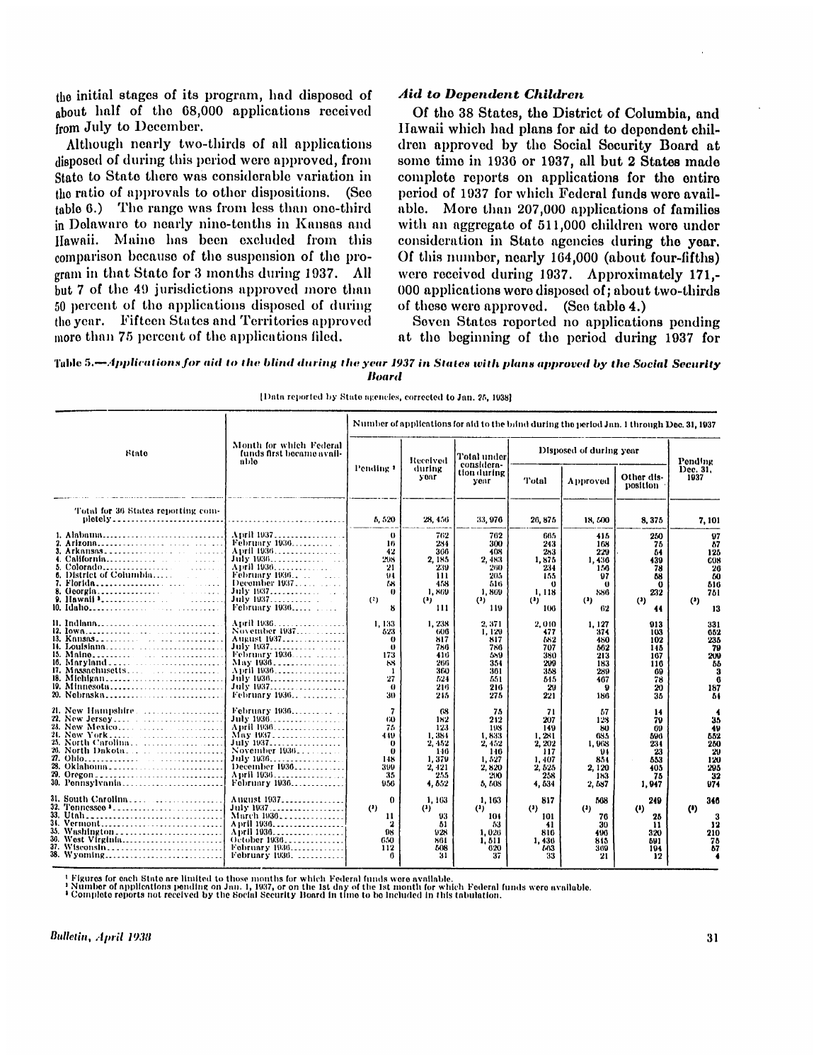the initial stages of its program, had disposed of about half of the 68,000 applications received from July to December.

Although nearly two-thirds of all applications disposed of during this period were approved, from State to State there was considerable variation in the ratio of approvals to other dispositions. (See table 6.) The range was from less than one-third in Delaware to nearly nine-tenths in Kansas and Hawaii. Maine has been excluded from this comparison because of the suspension of the program in that State for 3 months during 1937. All but 7 of the 49 jurisdictions approved more than 50 percent of the applications disposed of during the year. Fifteen States and Territories approved more than 75 percent of the applications filed.

### *Aid to Dependent Children*

Of the 38 States, the District of Columbia, and Hawaii which had plans for aid to dependent children approved by the Social Security Board at some time in 1936 or 1937, all but 2 States made complete reports on applications for the entire period of 1937 for which Federal funds were available. More than 207,000 applications of families with an aggregate of 511,000 children were under consideration in State agencies during the year. Of this number, nearly 164,000 (about four-fifths) were received during 1937. Approximately 171,000 applications were disposed of; about two-thirds of these were approved. (See table 4.)

Seven States reported no applications pending at the beginning of the period during 1937 for

**Table 5.—*Applications for aid to the blind during the year 1937 in States with plans approved by the Social Security Board***

[Data reported by State agencies, corrected to Jan. 25, 1938]

| State | Month for which Federal funds first became available | Number of applications for aid to the blind during the period Jan. 1 through Dec. 31, 1937[1] | | | | | | |
|---|---|---|---|---|---|---|---|---|
| | | Pending [2] | Received during year | Total under consideration during year | Disposed of during year | | | Pending Dec. 31, 1937 |
| | | | | | Total | Approved | Other disposition | |
| Total for 36 States reporting completely | | 5,520 | 28,456 | 33,976 | 26,875 | 18,500 | 8,375 | 7,101 |
| 1. Alabama | April 1937 | 0 | 762 | 762 | 665 | 415 | 250 | 97 |
| 2. Arizona | February 1936 | 16 | 284 | 300 | 243 | 168 | 75 | 57 |
| 3. Arkansas | April 1936 | 42 | 366 | 408 | 283 | 229 | 54 | 125 |
| 4. California | July 1936 | 298 | 2,185 | 2,483 | 1,875 | 1,436 | 439 | 608 |
| 5. Colorado | April 1936 | 21 | 239 | 260 | 234 | 156 | 78 | 26 |
| 6. District of Columbia | February 1936 | 94 | 111 | 205 | 155 | 97 | 58 | 50 |
| 7. Florida | December 1937 | 58 | 458 | 516 | 0 | 0 | 0 | 516 |
| 8. Georgia | July 1937 | 0 | 1,869 | 1,869 | 1,118 | 886 | 232 | 751 |
| 9. Hawaii [3] | July 1937 | (3) | (3) | (3) | (3) | (3) | (3) | (3) |
| 10. Idaho | February 1936 | 8 | 111 | 119 | 106 | 62 | 44 | 13 |
| 11. Indiana | April 1936 | 1,133 | 1,238 | 2,371 | 2,040 | 1,127 | 913 | 331 |
| 12. Iowa | November 1937 | 523 | 606 | 1,129 | 477 | 374 | 103 | 652 |
| 13. Kansas | August 1937 | 0 | 817 | 817 | 582 | 480 | 102 | 235 |
| 14. Louisiana | July 1937 | 0 | 786 | 786 | 707 | 562 | 145 | 79 |
| 15. Maine | February 1936 | 173 | 416 | 589 | 380 | 213 | 167 | 209 |
| 16. Maryland | May 1936 | 88 | 266 | 354 | 299 | 183 | 116 | 55 |
| 17. Massachusetts | April 1936 | 1 | 360 | 361 | 358 | 289 | 69 | 3 |
| 18. Michigan | July 1936 | 27 | 524 | 551 | 545 | 467 | 78 | 6 |
| 19. Minnesota | July 1937 | 0 | 216 | 216 | 29 | 9 | 20 | 187 |
| 20. Nebraska | February 1936 | 30 | 245 | 275 | 221 | 186 | 35 | 54 |
| 21. New Hampshire | February 1936 | 7 | 68 | 75 | 71 | 57 | 14 | 4 |
| 22. New Jersey | July 1936 | 60 | 182 | 242 | 207 | 128 | 79 | 35 |
| 23. New Mexico | April 1936 | 75 | 123 | 198 | 149 | 80 | 69 | 49 |
| 24. New York | May 1937 | 449 | 1,384 | 1,833 | 1,281 | 685 | 596 | 552 |
| 25. North Carolina | July 1937 | 0 | 2,452 | 2,452 | 2,202 | 1,968 | 234 | 250 |
| 26. North Dakota | November 1936 | 0 | 146 | 146 | 117 | 94 | 23 | 29 |
| 27. Ohio | July 1936 | 148 | 1,379 | 1,527 | 1,407 | 854 | 553 | 120 |
| 28. Oklahoma | December 1936 | 399 | 2,421 | 2,820 | 2,525 | 2,120 | 405 | 295 |
| 29. Oregon | April 1936 | 35 | 255 | 290 | 258 | 183 | 75 | 32 |
| 30. Pennsylvania | February 1936 | 956 | 4,552 | 5,508 | 4,534 | 2,587 | 1,947 | 974 |
| 31. South Carolina | August 1937 | 0 | 1,163 | 1,163 | 817 | 568 | 249 | 346 |
| 32. Tennessee [3] | July 1937 | (3) | (3) | (3) | (3) | (3) | (3) | (3) |
| 33. Utah | March 1936 | 11 | 93 | 104 | 101 | 76 | 25 | 3 |
| 34. Vermont | April 1936 | 2 | 51 | 53 | 41 | 30 | 11 | 12 |
| 35. Washington | April 1936 | 98 | 928 | 1,026 | 816 | 496 | 320 | 210 |
| 36. West Virginia | October 1936 | 650 | 861 | 1,511 | 1,436 | 845 | 591 | 75 |
| 37. Wisconsin | February 1936 | 112 | 508 | 620 | 563 | 369 | 194 | 57 |
| 38. Wyoming | February 1936 | 6 | 31 | 37 | 33 | 21 | 12 | 4 |

[1] Figures for each State are limited to those months for which Federal funds were available.
[2] Number of applications pending on Jan. 1, 1937, or on the 1st day of the 1st month for which Federal funds were available.
[3] Complete reports not received by the Social Security Board in time to be included in this tabulation.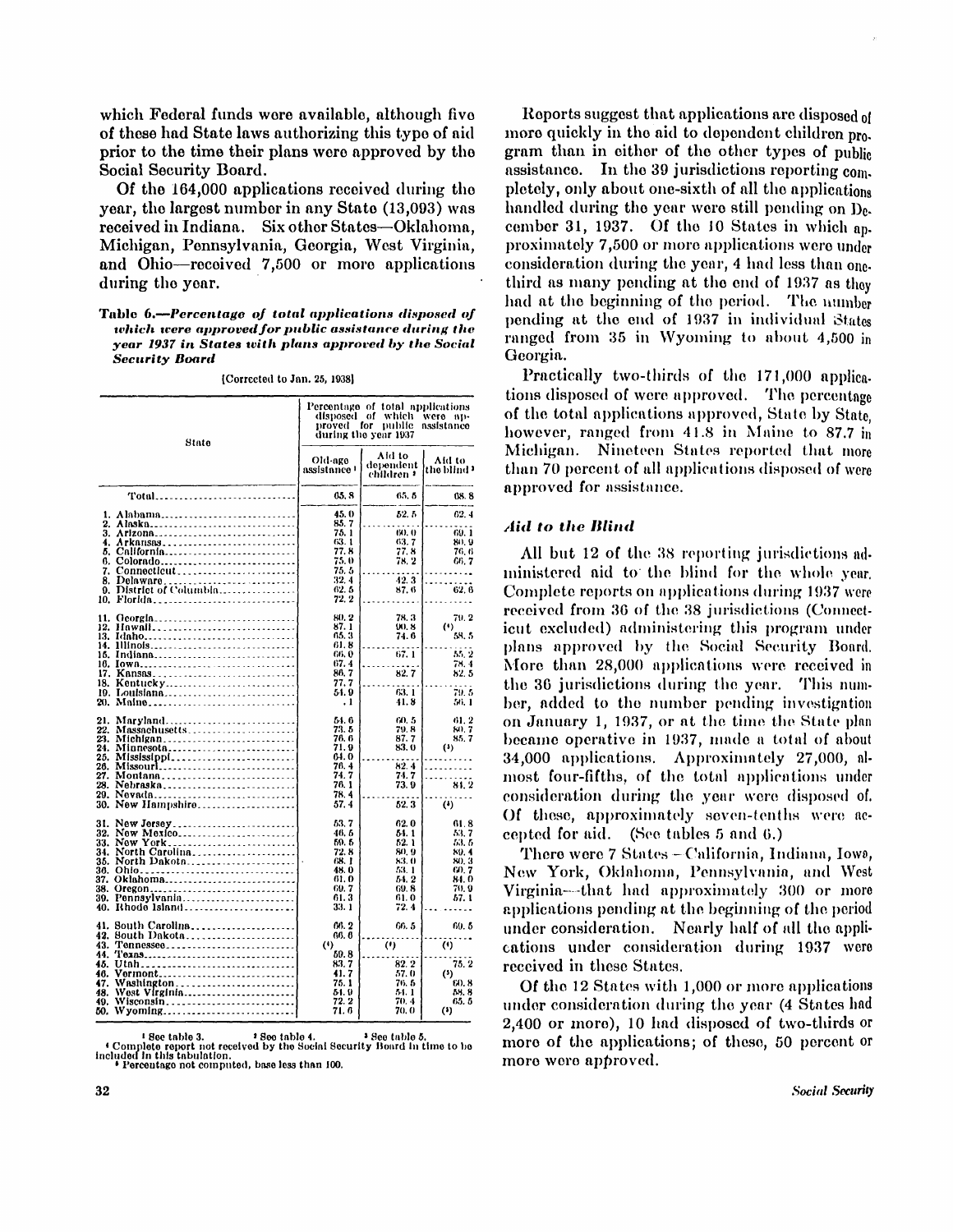which Federal funds were available, although five of these had State laws authorizing this type of aid prior to the time their plans were approved by the Social Security Board.

Of the 164,000 applications received during the year, the largest number in any State (13,093) was received in Indiana. Six other States—Oklahoma, Michigan, Pennsylvania, Georgia, West Virginia, and Ohio—received 7,500 or more applications during the year.

**Table 6.—*Percentage of total applications disposed of which were approved for public assistance during the year 1937 in States with plans approved by the Social Security Board***

[Corrected to Jan. 25, 1938]

| State | Percentage of total applications disposed of which were approved for public assistance during the year 1937 | | |
|---|---|---|---|
| | Old-age assistance [1] | Aid to dependent children [2] | Aid to the blind [3] |
| Total | 65.8 | 65.5 | 68.8 |
| 1. Alabama | 45.0 | 52.5 | 62.4 |
| 2. Alaska | 85.7 | | |
| 3. Arizona | 75.1 | 60.0 | 69.1 |
| 4. Arkansas | 63.1 | 63.7 | 80.9 |
| 5. California | 77.8 | 77.8 | 76.6 |
| 6. Colorado | 75.0 | 78.2 | 66.7 |
| 7. Connecticut | 75.5 | | |
| 8. Delaware | 32.4 | 42.3 | |
| 9. District of Columbia | 62.5 | 87.6 | 62.6 |
| 10. Florida | 72.2 | | |
| 11. Georgia | 80.2 | 78.3 | 70.2 |
| 12. Hawaii | 87.1 | 90.8 | (4) |
| 13. Idaho | 65.3 | 74.6 | 58.5 |
| 14. Illinois | 61.8 | | |
| 15. Indiana | 66.0 | 67.1 | 55.2 |
| 16. Iowa | 67.4 | | 78.4 |
| 17. Kansas | 86.7 | 82.7 | 82.5 |
| 18. Kentucky | 77.7 | | |
| 19. Louisiana | 54.9 | 63.1 | 79.5 |
| 20. Maine | .1 | 41.8 | 56.1 |
| 21. Maryland | 54.6 | 60.5 | 61.2 |
| 22. Massachusetts | 73.5 | 79.8 | 80.7 |
| 23. Michigan | 76.6 | 87.7 | 85.7 |
| 24. Minnesota | 71.9 | 83.0 | (4) |
| 25. Mississippi | 64.0 | | |
| 26. Missouri | 76.4 | 82.4 | |
| 27. Montana | 74.7 | 74.7 | |
| 28. Nebraska | 76.1 | 73.9 | 81.2 |
| 29. Nevada | 78.4 | | |
| 30. New Hampshire | 57.4 | 52.3 | (4) |
| 31. New Jersey | 53.7 | 62.0 | 61.8 |
| 32. New Mexico | 46.5 | 54.1 | 53.7 |
| 33. New York | 59.5 | 52.1 | 53.5 |
| 34. North Carolina | 72.8 | 80.9 | 89.4 |
| 35. North Dakota | 68.1 | 83.0 | 80.3 |
| 36. Ohio | 48.0 | 53.1 | 60.7 |
| 37. Oklahoma | 61.0 | 54.2 | 84.0 |
| 38. Oregon | 69.7 | 69.8 | 70.9 |
| 39. Pennsylvania | 61.3 | 61.0 | 57.1 |
| 40. Rhode Island | 33.1 | 72.4 | |
| 41. South Carolina | 66.2 | 66.5 | 69.5 |
| 42. South Dakota | 66.6 | | |
| 43. Tennessee | (4) | (4) | (4) |
| 44. Texas | 59.8 | | |
| 45. Utah | 83.7 | 82.2 | 75.2 |
| 46. Vermont | 41.7 | 57.0 | (5) |
| 47. Washington | 75.1 | 76.5 | 60.8 |
| 48. West Virginia | 54.9 | 54.1 | 58.8 |
| 49. Wisconsin | 72.2 | 70.4 | 65.5 |
| 50. Wyoming | 71.6 | 70.0 | (5) |

[1] See table 3. [2] See table 4. [3] See table 5.
[4] Complete report not received by the Social Security Board in time to be included in this tabulation.
[5] Percentage not computed, base less than 100.

Reports suggest that applications are disposed of more quickly in the aid to dependent children program than in either of the other types of public assistance. In the 39 jurisdictions reporting completely, only about one-sixth of all the applications handled during the year were still pending on December 31, 1937. Of the 10 States in which approximately 7,500 or more applications were under consideration during the year, 4 had less than one-third as many pending at the end of 1937 as they had at the beginning of the period. The number pending at the end of 1937 in individual States ranged from 35 in Wyoming to about 4,500 in Georgia.

Practically two-thirds of the 171,000 applications disposed of were approved. The percentage of the total applications approved, State by State, however, ranged from 41.8 in Maine to 87.7 in Michigan. Nineteen States reported that more than 70 percent of all applications disposed of were approved for assistance.

### *Aid to the Blind*

All but 12 of the 38 reporting jurisdictions administered aid to the blind for the whole year. Complete reports on applications during 1937 were received from 36 of the 38 jurisdictions (Connecticut excluded) administering this program under plans approved by the Social Security Board. More than 28,000 applications were received in the 36 jurisdictions during the year. This number, added to the number pending investigation on January 1, 1937, or at the time the State plan became operative in 1937, made a total of about 34,000 applications. Approximately 27,000, almost four-fifths, of the total applications under consideration during the year were disposed of. Of these, approximately seven-tenths were accepted for aid. (See tables 5 and 6.)

There were 7 States—California, Indiana, Iowa, New York, Oklahoma, Pennsylvania, and West Virginia—that had approximately 300 or more applications pending at the beginning of the period under consideration. Nearly half of all the applications under consideration during 1937 were received in these States.

Of the 12 States with 1,000 or more applications under consideration during the year (4 States had 2,400 or more), 10 had disposed of two-thirds or more of the applications; of these, 50 percent or more were approved.